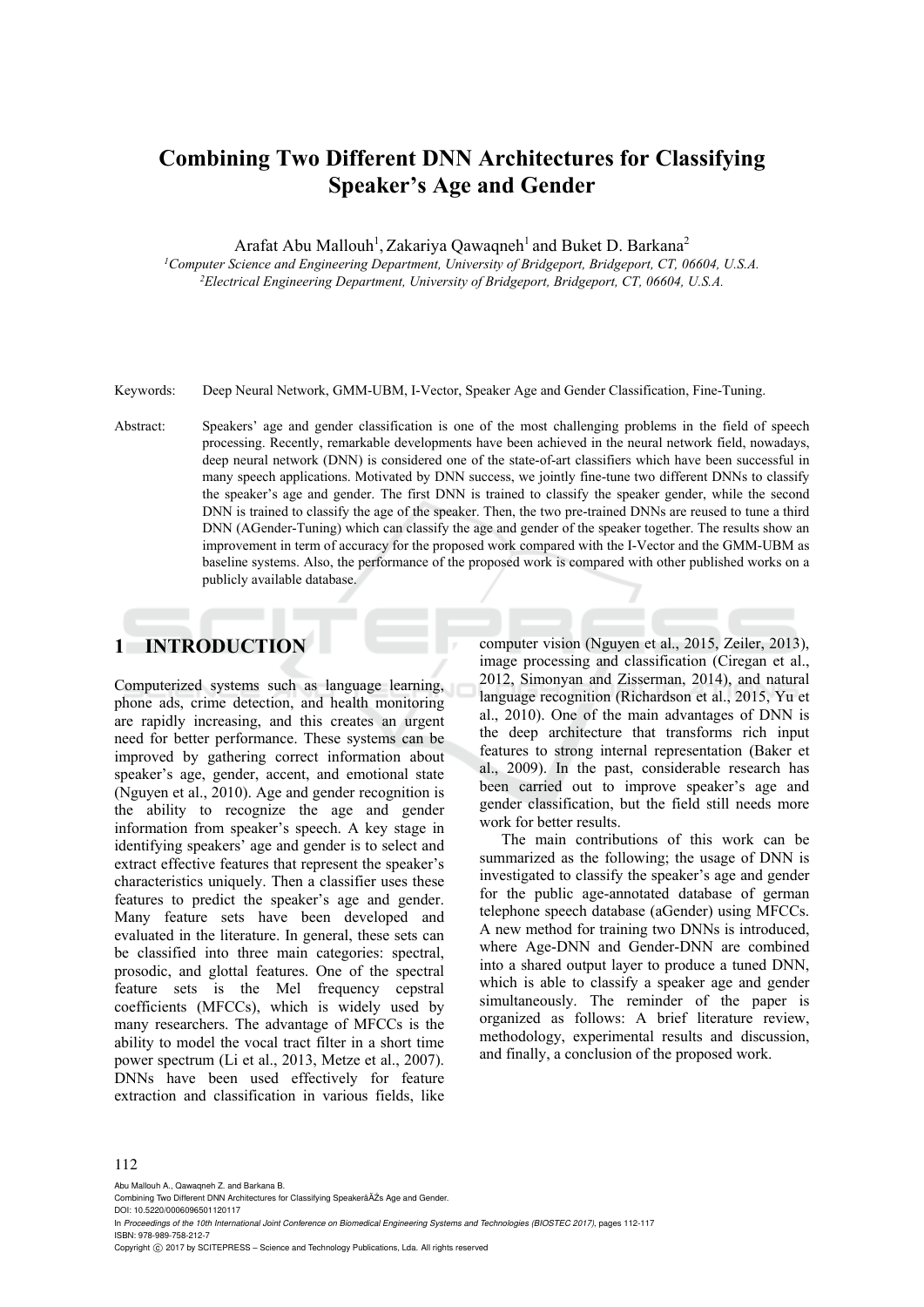# Combining Two Different DNN Architectures for Classifying Speaker's Age and Gender

Arafat Abu Mallouh[1], Zakariya Qawaqneh[1] and Buket D. Barkana[2]

[1]*Computer Science and Engineering Department, University of Bridgeport, Bridgeport, CT, 06604, U.S.A.*
[2]*Electrical Engineering Department, University of Bridgeport, Bridgeport, CT, 06604, U.S.A.*

Keywords: Deep Neural Network, GMM-UBM, I-Vector, Speaker Age and Gender Classification, Fine-Tuning.

Abstract: Speakers' age and gender classification is one of the most challenging problems in the field of speech processing. Recently, remarkable developments have been achieved in the neural network field, nowadays, deep neural network (DNN) is considered one of the state-of-art classifiers which have been successful in many speech applications. Motivated by DNN success, we jointly fine-tune two different DNNs to classify the speaker's age and gender. The first DNN is trained to classify the speaker gender, while the second DNN is trained to classify the age of the speaker. Then, the two pre-trained DNNs are reused to tune a third DNN (AGender-Tuning) which can classify the age and gender of the speaker together. The results show an improvement in term of accuracy for the proposed work compared with the I-Vector and the GMM-UBM as baseline systems. Also, the performance of the proposed work is compared with other published works on a publicly available database.

## 1 INTRODUCTION

Computerized systems such as language learning, phone ads, crime detection, and health monitoring are rapidly increasing, and this creates an urgent need for better performance. These systems can be improved by gathering correct information about speaker's age, gender, accent, and emotional state (Nguyen et al., 2010). Age and gender recognition is the ability to recognize the age and gender information from speaker's speech. A key stage in identifying speakers' age and gender is to select and extract effective features that represent the speaker's characteristics uniquely. Then a classifier uses these features to predict the speaker's age and gender. Many feature sets have been developed and evaluated in the literature. In general, these sets can be classified into three main categories: spectral, prosodic, and glottal features. One of the spectral feature sets is the Mel frequency cepstral coefficients (MFCCs), which is widely used by many researchers. The advantage of MFCCs is the ability to model the vocal tract filter in a short time power spectrum (Li et al., 2013, Metze et al., 2007). DNNs have been used effectively for feature extraction and classification in various fields, like computer vision (Nguyen et al., 2015, Zeiler, 2013), image processing and classification (Ciregan et al., 2012, Simonyan and Zisserman, 2014), and natural language recognition (Richardson et al., 2015, Yu et al., 2010). One of the main advantages of DNN is the deep architecture that transforms rich input features to strong internal representation (Baker et al., 2009). In the past, considerable research has been carried out to improve speaker's age and gender classification, but the field still needs more work for better results.

The main contributions of this work can be summarized as the following; the usage of DNN is investigated to classify the speaker's age and gender for the public age-annotated database of german telephone speech database (aGender) using MFCCs. A new method for training two DNNs is introduced, where Age-DNN and Gender-DNN are combined into a shared output layer to produce a tuned DNN, which is able to classify a speaker age and gender simultaneously. The reminder of the paper is organized as follows: A brief literature review, methodology, experimental results and discussion, and finally, a conclusion of the proposed work.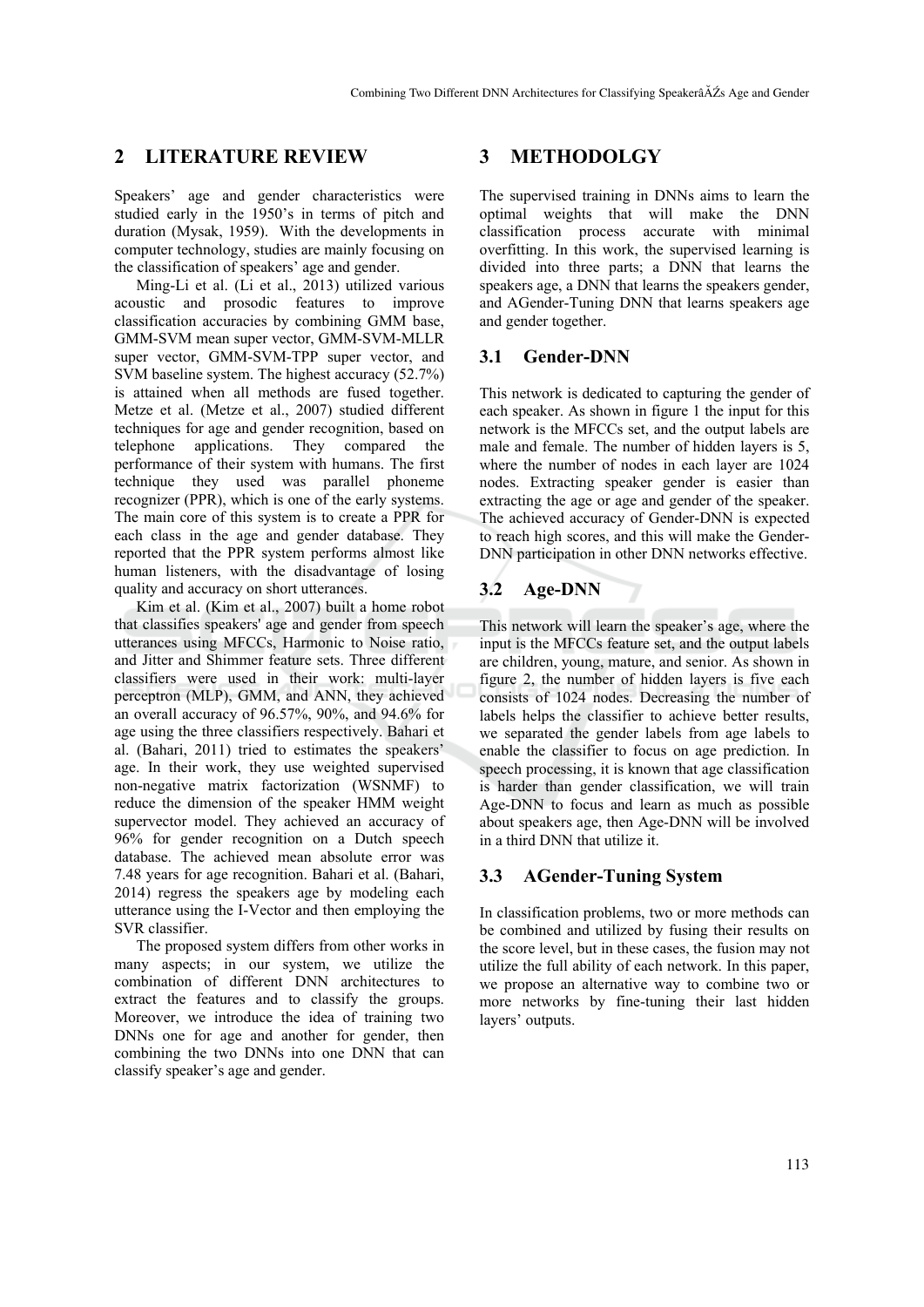## 2 LITERATURE REVIEW

Speakers' age and gender characteristics were studied early in the 1950's in terms of pitch and duration (Mysak, 1959). With the developments in computer technology, studies are mainly focusing on the classification of speakers' age and gender.

Ming-Li et al. (Li et al., 2013) utilized various acoustic and prosodic features to improve classification accuracies by combining GMM base, GMM-SVM mean super vector, GMM-SVM-MLLR super vector, GMM-SVM-TPP super vector, and SVM baseline system. The highest accuracy (52.7%) is attained when all methods are fused together. Metze et al. (Metze et al., 2007) studied different techniques for age and gender recognition, based on telephone applications. They compared the performance of their system with humans. The first technique they used was parallel phoneme recognizer (PPR), which is one of the early systems. The main core of this system is to create a PPR for each class in the age and gender database. They reported that the PPR system performs almost like human listeners, with the disadvantage of losing quality and accuracy on short utterances.

Kim et al. (Kim et al., 2007) built a home robot that classifies speakers' age and gender from speech utterances using MFCCs, Harmonic to Noise ratio, and Jitter and Shimmer feature sets. Three different classifiers were used in their work: multi-layer perceptron (MLP), GMM, and ANN, they achieved an overall accuracy of 96.57%, 90%, and 94.6% for age using the three classifiers respectively. Bahari et al. (Bahari, 2011) tried to estimates the speakers' age. In their work, they use weighted supervised non-negative matrix factorization (WSNMF) to reduce the dimension of the speaker HMM weight supervector model. They achieved an accuracy of 96% for gender recognition on a Dutch speech database. The achieved mean absolute error was 7.48 years for age recognition. Bahari et al. (Bahari, 2014) regress the speakers age by modeling each utterance using the I-Vector and then employing the SVR classifier.

The proposed system differs from other works in many aspects; in our system, we utilize the combination of different DNN architectures to extract the features and to classify the groups. Moreover, we introduce the idea of training two DNNs one for age and another for gender, then combining the two DNNs into one DNN that can classify speaker's age and gender.

## 3 METHODOLGY

The supervised training in DNNs aims to learn the optimal weights that will make the DNN classification process accurate with minimal overfitting. In this work, the supervised learning is divided into three parts; a DNN that learns the speakers age, a DNN that learns the speakers gender, and AGender-Tuning DNN that learns speakers age and gender together.

### 3.1 Gender-DNN

This network is dedicated to capturing the gender of each speaker. As shown in figure 1 the input for this network is the MFCCs set, and the output labels are male and female. The number of hidden layers is 5, where the number of nodes in each layer are 1024 nodes. Extracting speaker gender is easier than extracting the age or age and gender of the speaker. The achieved accuracy of Gender-DNN is expected to reach high scores, and this will make the Gender-DNN participation in other DNN networks effective.

### 3.2 Age-DNN

This network will learn the speaker's age, where the input is the MFCCs feature set, and the output labels are children, young, mature, and senior. As shown in figure 2, the number of hidden layers is five each consists of 1024 nodes. Decreasing the number of labels helps the classifier to achieve better results, we separated the gender labels from age labels to enable the classifier to focus on age prediction. In speech processing, it is known that age classification is harder than gender classification, we will train Age-DNN to focus and learn as much as possible about speakers age, then Age-DNN will be involved in a third DNN that utilize it.

### 3.3 AGender-Tuning System

In classification problems, two or more methods can be combined and utilized by fusing their results on the score level, but in these cases, the fusion may not utilize the full ability of each network. In this paper, we propose an alternative way to combine two or more networks by fine-tuning their last hidden layers' outputs.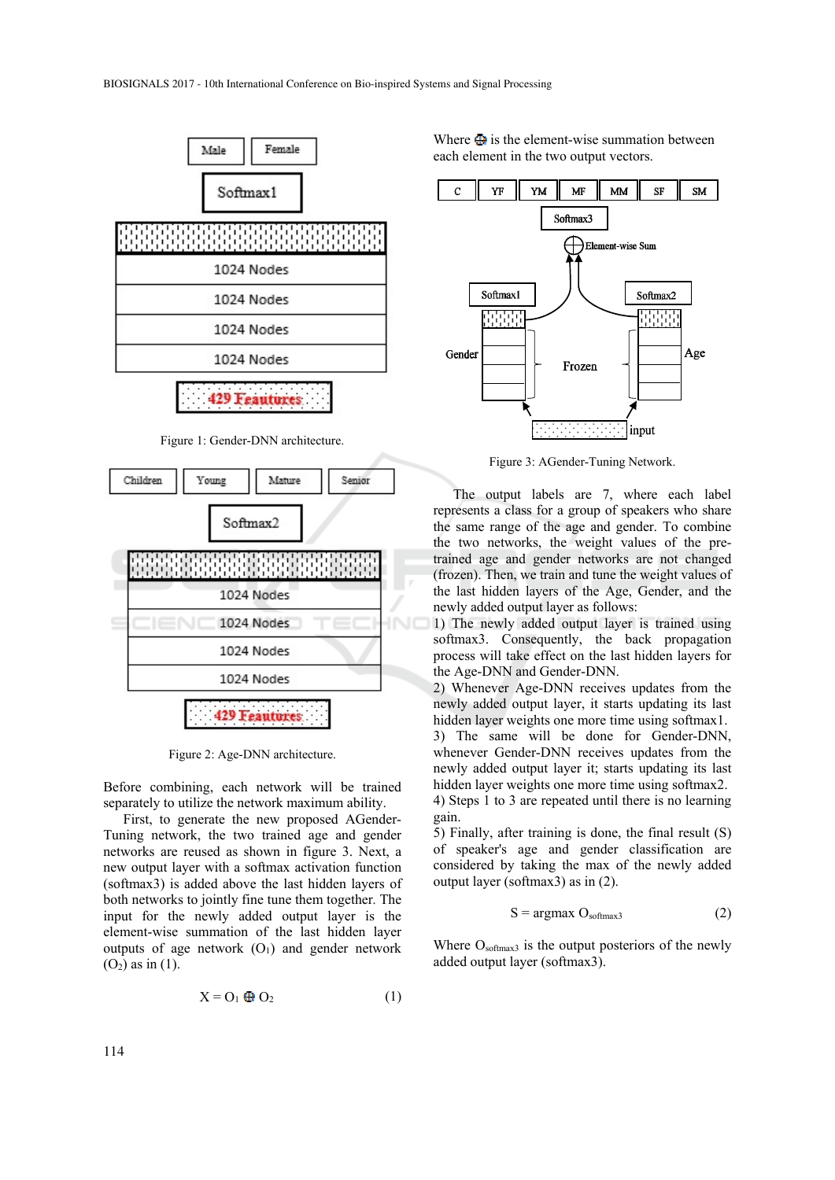Figure 1: Gender-DNN architecture.

Figure 2: Age-DNN architecture.

Before combining, each network will be trained separately to utilize the network maximum ability.

First, to generate the new proposed AGender-Tuning network, the two trained age and gender networks are reused as shown in figure 3. Next, a new output layer with a softmax activation function (softmax3) is added above the last hidden layers of both networks to jointly fine tune them together. The input for the newly added output layer is the element-wise summation of the last hidden layer outputs of age network ($O_1$) and gender network ($O_2$) as in (1).

$$X = O_1 \oplus O_2 \qquad (1)$$

Where $\oplus$ is the element-wise summation between each element in the two output vectors.

Figure 3: AGender-Tuning Network.

The output labels are 7, where each label represents a class for a group of speakers who share the same range of the age and gender. To combine the two networks, the weight values of the pre-trained age and gender networks are not changed (frozen). Then, we train and tune the weight values of the last hidden layers of the Age, Gender, and the newly added output layer as follows:

1) The newly added output layer is trained using softmax3. Consequently, the back propagation process will take effect on the last hidden layers for the Age-DNN and Gender-DNN.

2) Whenever Age-DNN receives updates from the newly added output layer, it starts updating its last hidden layer weights one more time using softmax1.

3) The same will be done for Gender-DNN, whenever Gender-DNN receives updates from the newly added output layer it; starts updating its last hidden layer weights one more time using softmax2.

4) Steps 1 to 3 are repeated until there is no learning gain.

5) Finally, after training is done, the final result (S) of speaker's age and gender classification are considered by taking the max of the newly added output layer (softmax3) as in (2).

$$S = \text{argmax } O_{softmax3} \qquad (2)$$

Where $O_{softmax3}$ is the output posteriors of the newly added output layer (softmax3).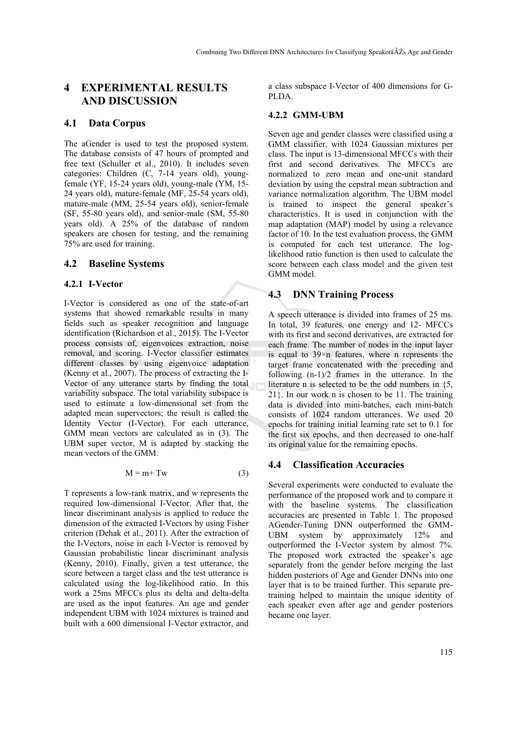# 4 EXPERIMENTAL RESULTS AND DISCUSSION

## 4.1 Data Corpus

The aGender is used to test the proposed system. The database consists of 47 hours of prompted and free text (Schuller et al., 2010). It includes seven categories: Children (C, 7-14 years old), young-female (YF, 15-24 years old), young-male (YM, 15-24 years old), mature-female (MF, 25-54 years old), mature-male (MM, 25-54 years old), senior-female (SF, 55-80 years old), and senior-male (SM, 55-80 years old). A 25% of the database of random speakers are chosen for testing, and the remaining 75% are used for training.

## 4.2 Baseline Systems

### 4.2.1 I-Vector

I-Vector is considered as one of the state-of-art systems that showed remarkable results in many fields such as speaker recognition and language identification (Richardson et al., 2015). The I-Vector process consists of, eigenvoices extraction, noise removal, and scoring. I-Vector classifier estimates different classes by using eigenvoice adaptation (Kenny et al., 2007). The process of extracting the I-Vector of any utterance starts by finding the total variability subspace. The total variability subspace is used to estimate a low-dimensional set from the adapted mean supervectors; the result is called the Identity Vector (I-Vector). For each utterance, GMM mean vectors are calculated as in (3). The UBM super vector, M is adapted by stacking the mean vectors of the GMM.

$$M = m + Tw \quad (3)$$

T represents a low-rank matrix, and w represents the required low-dimensional I-Vector. After that, the linear discriminant analysis is applied to reduce the dimension of the extracted I-Vectors by using Fisher criterion (Dehak et al., 2011). After the extraction of the I-Vectors, noise in each I-Vector is removed by Gaussian probabilistic linear discriminant analysis (Kenny, 2010). Finally, given a target utterance, the score between a target class and the test utterance is calculated using the log-likelihood ratio. In this work a 25ms MFCCs plus its delta and delta-delta are used as the input features. An age and gender independent UBM with 1024 mixtures is trained and built with a 600 dimensional I-Vector extractor, and a class subspace I-Vector of 400 dimensions for G-PLDA.

### 4.2.2 GMM-UBM

Seven age and gender classes were classified using a GMM classifier, with 1024 Gaussian mixtures per class. The input is 13-dimensional MFCCs with their first and second derivatives. The MFCCs are normalized to zero mean and one-unit standard deviation by using the cepstral mean subtraction and variance normalization algorithm. The UBM model is trained to inspect the general speaker's characteristics. It is used in conjunction with the map adaptation (MAP) model by using a relevance factor of 10. In the test evaluation process, the GMM is computed for each test utterance. The log-likelihood ratio function is then used to calculate the score between each class model and the given test GMM model.

## 4.3 DNN Training Process

A speech utterance is divided into frames of 25 ms. In total, 39 features, one energy and 12- MFCCs with its first and second derivatives, are extracted for each frame. The number of nodes in the input layer is equal to $39\times n$ features, where n represents the target frame concatenated with the preceding and following $(n-1)/2$ frames in the utterance. In the literature n is selected to be the odd numbers in {5, 21}. In our work n is chosen to be 11. The training data is divided into mini-batches, each mini-batch consists of 1024 random utterances. We used 20 epochs for training initial learning rate set to 0.1 for the first six epochs, and then decreased to one-half its original value for the remaining epochs.

## 4.4 Classification Accuracies

Several experiments were conducted to evaluate the performance of the proposed work and to compare it with the baseline systems. The classification accuracies are presented in Table 1. The proposed AGender-Tuning DNN outperformed the GMM-UBM system by approximately 12% and outperformed the I-Vector system by almost 7%. The proposed work extracted the speaker's age separately from the gender before merging the last hidden posteriors of Age and Gender DNNs into one layer that is to be trained further. This separate pre-training helped to maintain the unique identity of each speaker even after age and gender posteriors became one layer.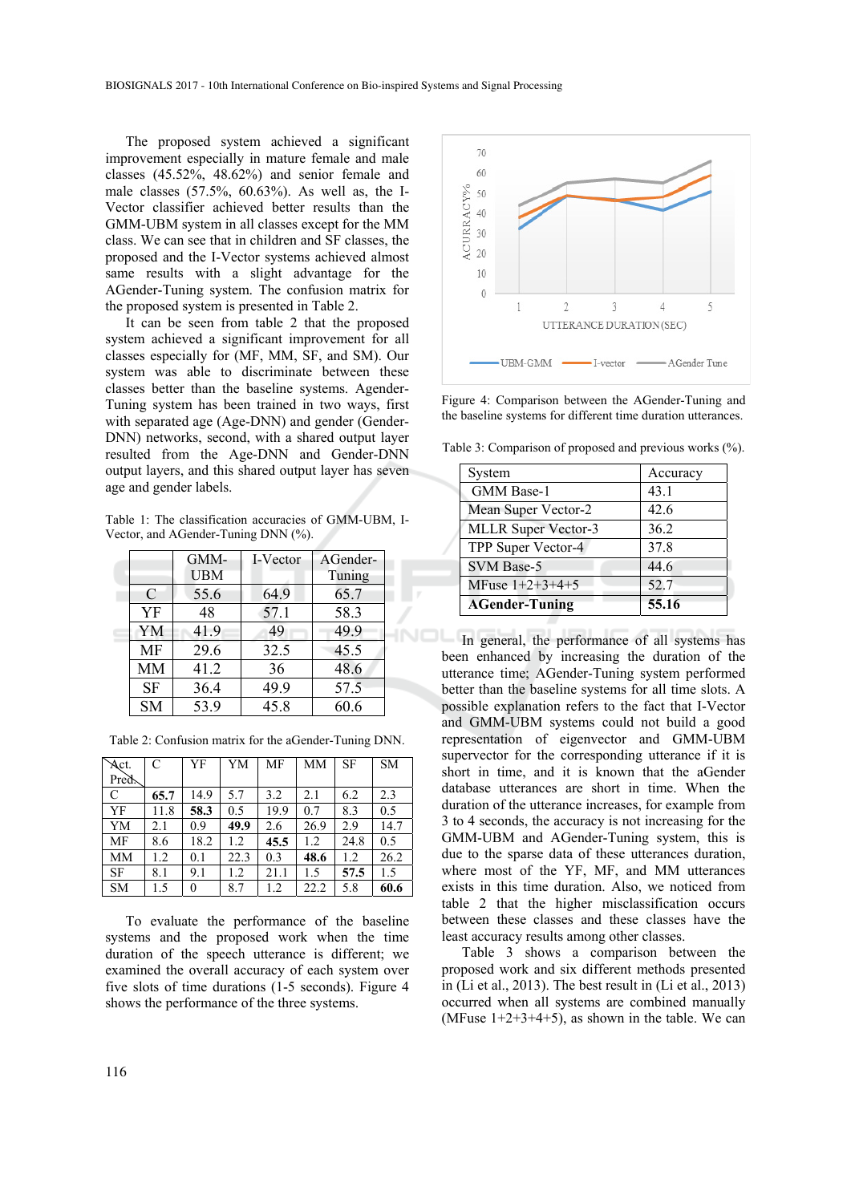The proposed system achieved a significant improvement especially in mature female and male classes (45.52%, 48.62%) and senior female and male classes (57.5%, 60.63%). As well as, the I-Vector classifier achieved better results than the GMM-UBM system in all classes except for the MM class. We can see that in children and SF classes, the proposed and the I-Vector systems achieved almost same results with a slight advantage for the AGender-Tuning system. The confusion matrix for the proposed system is presented in Table 2.

It can be seen from table 2 that the proposed system achieved a significant improvement for all classes especially for (MF, MM, SF, and SM). Our system was able to discriminate between these classes better than the baseline systems. Agender-Tuning system has been trained in two ways, first with separated age (Age-DNN) and gender (Gender-DNN) networks, second, with a shared output layer resulted from the Age-DNN and Gender-DNN output layers, and this shared output layer has seven age and gender labels.

Table 1: The classification accuracies of GMM-UBM, I-Vector, and AGender-Tuning DNN (%).

| | GMM-UBM | I-Vector | AGender-Tuning |
|---|---|---|---|
| C | 55.6 | 64.9 | 65.7 |
| YF | 48 | 57.1 | 58.3 |
| YM | 41.9 | 49 | 49.9 |
| MF | 29.6 | 32.5 | 45.5 |
| MM | 41.2 | 36 | 48.6 |
| SF | 36.4 | 49.9 | 57.5 |
| SM | 53.9 | 45.8 | 60.6 |

Table 2: Confusion matrix for the aGender-Tuning DNN.

| Act. / Pred. | C | YF | YM | MF | MM | SF | SM |
|---|---|---|---|---|---|---|---|
| C | **65.7** | 14.9 | 5.7 | 3.2 | 2.1 | 6.2 | 2.3 |
| YF | 11.8 | **58.3** | 0.5 | 19.9 | 0.7 | 8.3 | 0.5 |
| YM | 2.1 | 0.9 | **49.9** | 2.6 | 26.9 | 2.9 | 14.7 |
| MF | 8.6 | 18.2 | 1.2 | **45.5** | 1.2 | 24.8 | 0.5 |
| MM | 1.2 | 0.1 | 22.3 | 0.3 | **48.6** | 1.2 | 26.2 |
| SF | 8.1 | 9.1 | 1.2 | 21.1 | 1.5 | **57.5** | 1.5 |
| SM | 1.5 | 0 | 8.7 | 1.2 | 22.2 | 5.8 | **60.6** |

To evaluate the performance of the baseline systems and the proposed work when the time duration of the speech utterance is different; we examined the overall accuracy of each system over five slots of time durations (1-5 seconds). Figure 4 shows the performance of the three systems.

Figure 4: Comparison between the AGender-Tuning and the baseline systems for different time duration utterances.

Table 3: Comparison of proposed and previous works (%).

| System | Accuracy |
|---|---|
| GMM Base-1 | 43.1 |
| Mean Super Vector-2 | 42.6 |
| MLLR Super Vector-3 | 36.2 |
| TPP Super Vector-4 | 37.8 |
| SVM Base-5 | 44.6 |
| MFuse 1+2+3+4+5 | 52.7 |
| **AGender-Tuning** | **55.16** |

In general, the performance of all systems has been enhanced by increasing the duration of the utterance time; AGender-Tuning system performed better than the baseline systems for all time slots. A possible explanation refers to the fact that I-Vector and GMM-UBM systems could not build a good representation of eigenvector and GMM-UBM supervector for the corresponding utterance if it is short in time, and it is known that the aGender database utterances are short in time. When the duration of the utterance increases, for example from 3 to 4 seconds, the accuracy is not increasing for the GMM-UBM and AGender-Tuning system, this is due to the sparse data of these utterances duration, where most of the YF, MF, and MM utterances exists in this time duration. Also, we noticed from table 2 that the higher misclassification occurs between these classes and these classes have the least accuracy results among other classes.

Table 3 shows a comparison between the proposed work and six different methods presented in (Li et al., 2013). The best result in (Li et al., 2013) occurred when all systems are combined manually (MFuse 1+2+3+4+5), as shown in the table. We can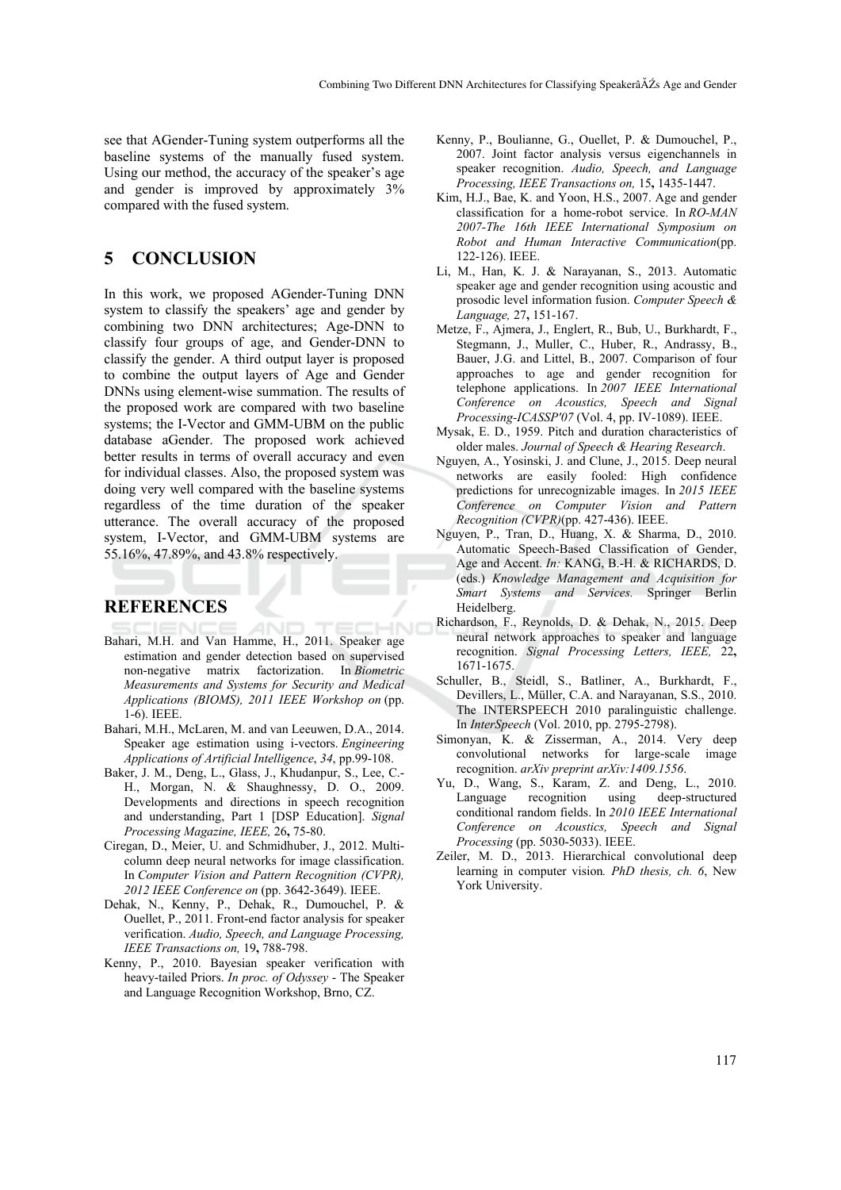see that AGender-Tuning system outperforms all the baseline systems of the manually fused system. Using our method, the accuracy of the speaker's age and gender is improved by approximately 3% compared with the fused system.

## 5 CONCLUSION

In this work, we proposed AGender-Tuning DNN system to classify the speakers' age and gender by combining two DNN architectures; Age-DNN to classify four groups of age, and Gender-DNN to classify the gender. A third output layer is proposed to combine the output layers of Age and Gender DNNs using element-wise summation. The results of the proposed work are compared with two baseline systems; the I-Vector and GMM-UBM on the public database aGender. The proposed work achieved better results in terms of overall accuracy and even for individual classes. Also, the proposed system was doing very well compared with the baseline systems regardless of the time duration of the speaker utterance. The overall accuracy of the proposed system, I-Vector, and GMM-UBM systems are 55.16%, 47.89%, and 43.8% respectively.

## REFERENCES

Bahari, M.H. and Van Hamme, H., 2011. Speaker age estimation and gender detection based on supervised non-negative matrix factorization. In *Biometric Measurements and Systems for Security and Medical Applications (BIOMS), 2011 IEEE Workshop on* (pp. 1-6). IEEE.

Bahari, M.H., McLaren, M. and van Leeuwen, D.A., 2014. Speaker age estimation using i-vectors. *Engineering Applications of Artificial Intelligence*, *34*, pp.99-108.

Baker, J. M., Deng, L., Glass, J., Khudanpur, S., Lee, C.-H., Morgan, N. & Shaughnessy, D. O., 2009. Developments and directions in speech recognition and understanding, Part 1 [DSP Education]. *Signal Processing Magazine, IEEE,* 26**,** 75-80.

Ciregan, D., Meier, U. and Schmidhuber, J., 2012. Multi-column deep neural networks for image classification. In *Computer Vision and Pattern Recognition (CVPR), 2012 IEEE Conference on* (pp. 3642-3649). IEEE.

Dehak, N., Kenny, P., Dehak, R., Dumouchel, P. & Ouellet, P., 2011. Front-end factor analysis for speaker verification. *Audio, Speech, and Language Processing, IEEE Transactions on,* 19**,** 788-798.

Kenny, P., 2010. Bayesian speaker verification with heavy-tailed Priors. *In proc. of Odyssey* - The Speaker and Language Recognition Workshop, Brno, CZ.

Kenny, P., Boulianne, G., Ouellet, P. & Dumouchel, P., 2007. Joint factor analysis versus eigenchannels in speaker recognition. *Audio, Speech, and Language Processing, IEEE Transactions on,* 15**,** 1435-1447.

Kim, H.J., Bae, K. and Yoon, H.S., 2007. Age and gender classification for a home-robot service. In *RO-MAN 2007-The 16th IEEE International Symposium on Robot and Human Interactive Communication*(pp. 122-126). IEEE.

Li, M., Han, K. J. & Narayanan, S., 2013. Automatic speaker age and gender recognition using acoustic and prosodic level information fusion. *Computer Speech & Language,* 27**,** 151-167.

Metze, F., Ajmera, J., Englert, R., Bub, U., Burkhardt, F., Stegmann, J., Muller, C., Huber, R., Andrassy, B., Bauer, J.G. and Littel, B., 2007. Comparison of four approaches to age and gender recognition for telephone applications. In *2007 IEEE International Conference on Acoustics, Speech and Signal Processing-ICASSP'07* (Vol. 4, pp. IV-1089). IEEE.

Mysak, E. D., 1959. Pitch and duration characteristics of older males. *Journal of Speech & Hearing Research*.

Nguyen, A., Yosinski, J. and Clune, J., 2015. Deep neural networks are easily fooled: High confidence predictions for unrecognizable images. In *2015 IEEE Conference on Computer Vision and Pattern Recognition (CVPR)*(pp. 427-436). IEEE.

Nguyen, P., Tran, D., Huang, X. & Sharma, D., 2010. Automatic Speech-Based Classification of Gender, Age and Accent. *In:* KANG, B.-H. & RICHARDS, D. (eds.) *Knowledge Management and Acquisition for Smart Systems and Services.* Springer Berlin Heidelberg.

Richardson, F., Reynolds, D. & Dehak, N., 2015. Deep neural network approaches to speaker and language recognition. *Signal Processing Letters, IEEE,* 22**,** 1671-1675.

Schuller, B., Steidl, S., Batliner, A., Burkhardt, F., Devillers, L., Müller, C.A. and Narayanan, S.S., 2010. The INTERSPEECH 2010 paralinguistic challenge. In *InterSpeech* (Vol. 2010, pp. 2795-2798).

Simonyan, K. & Zisserman, A., 2014. Very deep convolutional networks for large-scale image recognition. *arXiv preprint arXiv:1409.1556*.

Yu, D., Wang, S., Karam, Z. and Deng, L., 2010. Language recognition using deep-structured conditional random fields. In *2010 IEEE International Conference on Acoustics, Speech and Signal Processing* (pp. 5030-5033). IEEE.

Zeiler, M. D., 2013. Hierarchical convolutional deep learning in computer vision*. PhD thesis, ch. 6*, New York University.